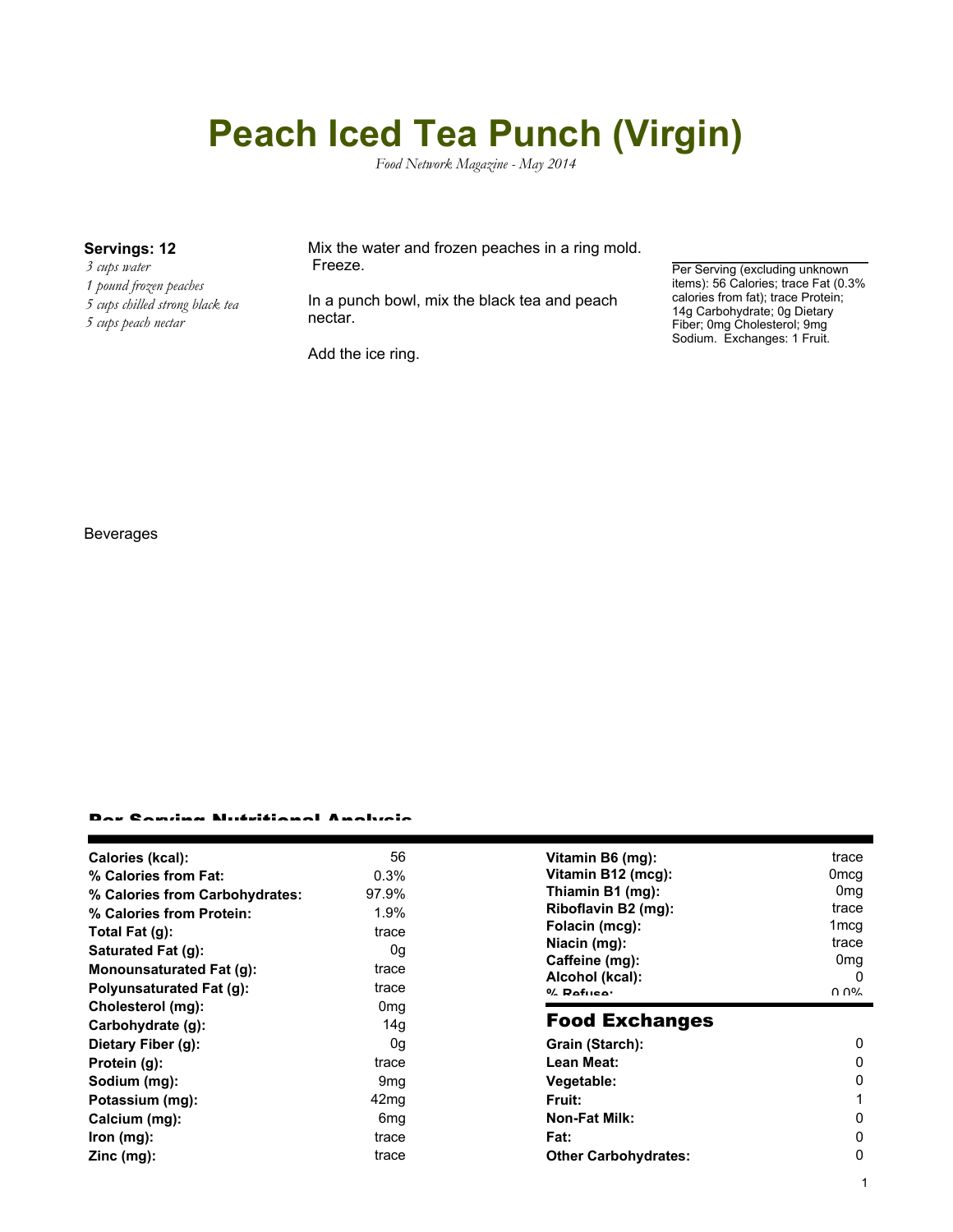# Peach Iced Tea Punch (Virgin)

*Food Network Magazine - May 2014*

**Servings: 12**

*3 cups water*
*1 pound frozen peaches*
*5 cups chilled strong black tea*
*5 cups peach nectar*

Mix the water and frozen peaches in a ring mold. Freeze.

In a punch bowl, mix the black tea and peach nectar.

Add the ice ring.

Per Serving (excluding unknown items): 56 Calories; trace Fat (0.3% calories from fat); trace Protein; 14g Carbohydrate; 0g Dietary Fiber; 0mg Cholesterol; 9mg Sodium. Exchanges: 1 Fruit.

Beverages

## Per Serving Nutritional Analysis

| | |
|---|---|
| **Calories (kcal):** | 56 |
| **% Calories from Fat:** | 0.3% |
| **% Calories from Carbohydrates:** | 97.9% |
| **% Calories from Protein:** | 1.9% |
| **Total Fat (g):** | trace |
| **Saturated Fat (g):** | 0g |
| **Monounsaturated Fat (g):** | trace |
| **Polyunsaturated Fat (g):** | trace |
| **Cholesterol (mg):** | 0mg |
| **Carbohydrate (g):** | 14g |
| **Dietary Fiber (g):** | 0g |
| **Protein (g):** | trace |
| **Sodium (mg):** | 9mg |
| **Potassium (mg):** | 42mg |
| **Calcium (mg):** | 6mg |
| **Iron (mg):** | trace |
| **Zinc (mg):** | trace |
| **Vitamin B6 (mg):** | trace |
| **Vitamin B12 (mcg):** | 0mcg |
| **Thiamin B1 (mg):** | 0mg |
| **Riboflavin B2 (mg):** | trace |
| **Folacin (mcg):** | 1mcg |
| **Niacin (mg):** | trace |
| **Caffeine (mg):** | 0mg |
| **Alcohol (kcal):** | 0 |
| **% Refuse:** | 0.0% |

## Food Exchanges

| | |
|---|---|
| **Grain (Starch):** | 0 |
| **Lean Meat:** | 0 |
| **Vegetable:** | 0 |
| **Fruit:** | 1 |
| **Non-Fat Milk:** | 0 |
| **Fat:** | 0 |
| **Other Carbohydrates:** | 0 |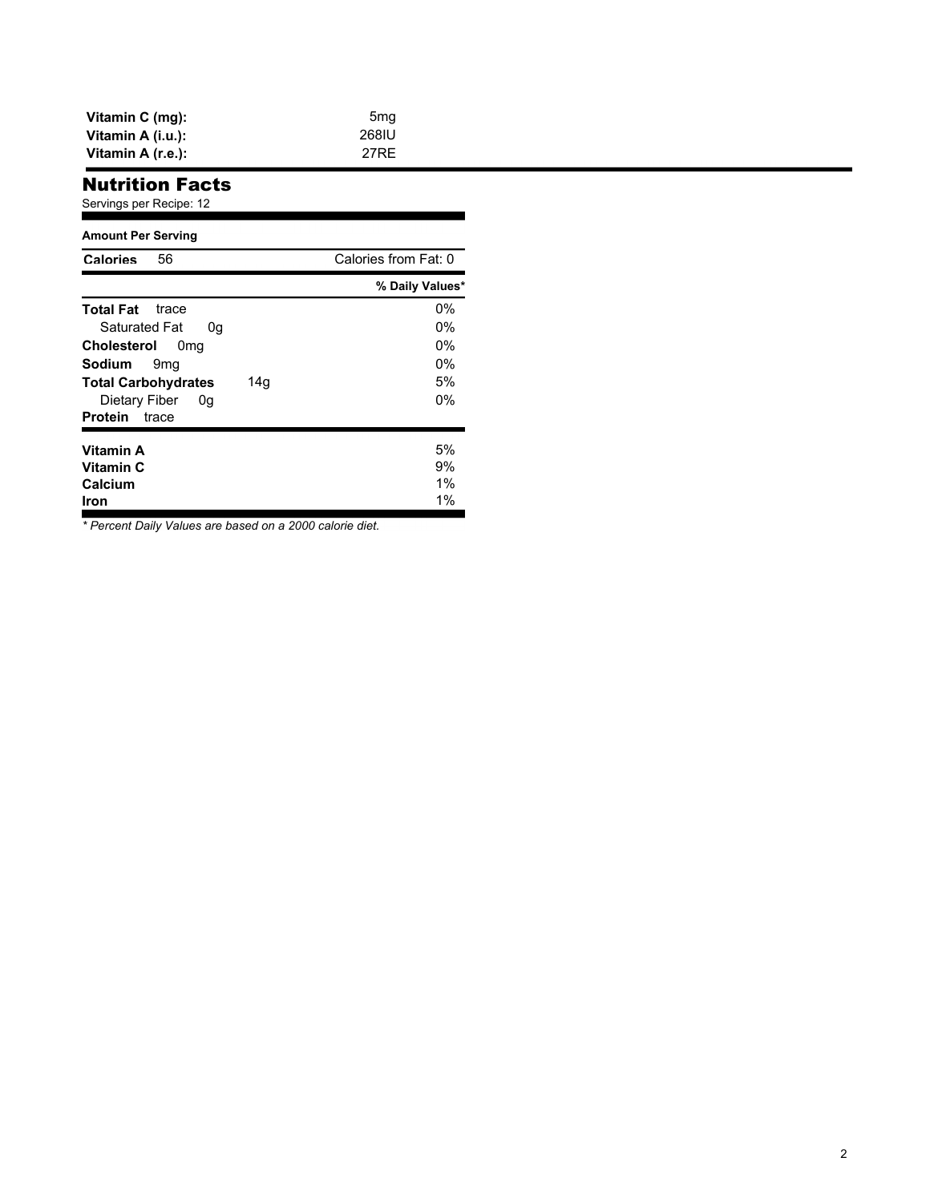| | |
|---|---|
| **Vitamin C (mg):** | 5mg |
| **Vitamin A (i.u.):** | 268IU |
| **Vitamin A (r.e.):** | 27RE |

## Nutrition Facts

Servings per Recipe: 12

**Amount Per Serving**

| | | |
|---|---|---|
| **Calories** 56 | | Calories from Fat: 0 |
| | | **% Daily Values*** |
| **Total Fat** trace | | 0% |
| Saturated Fat 0g | | 0% |
| **Cholesterol** 0mg | | 0% |
| **Sodium** 9mg | | 0% |
| **Total Carbohydrates** | 14g | 5% |
| Dietary Fiber 0g | | 0% |
| **Protein** trace | | |
| **Vitamin A** | | 5% |
| **Vitamin C** | | 9% |
| **Calcium** | | 1% |
| **Iron** | | 1% |

*\* Percent Daily Values are based on a 2000 calorie diet.*